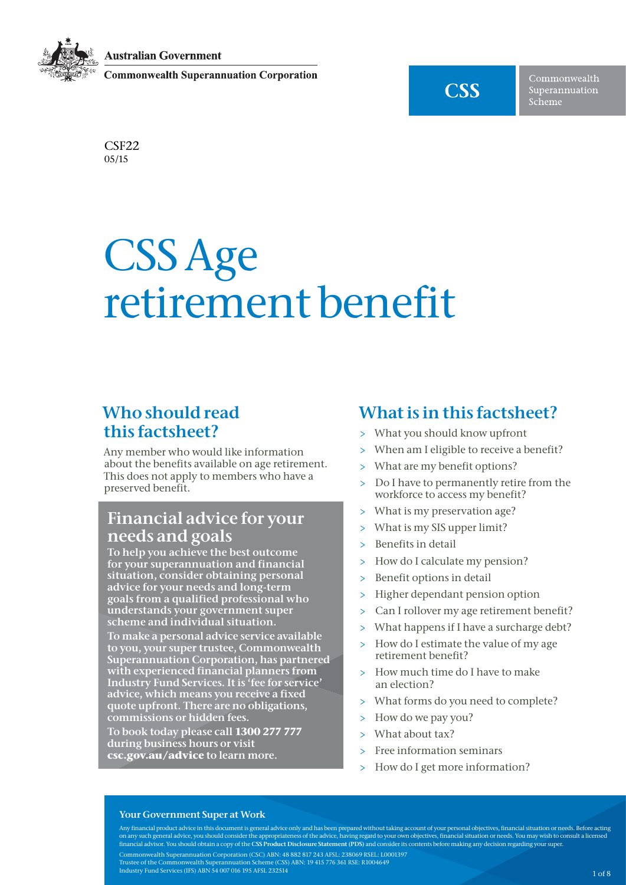Australian Government

Commonwealth Superannuation Corporation

CSS Commonwealth Superannuation Scheme

CSF22
05/15

# CSS Age retirement benefit

## Who should read this factsheet?

Any member who would like information about the benefits available on age retirement. This does not apply to members who have a preserved benefit.

## Financial advice for your needs and goals

**To help you achieve the best outcome for your superannuation and financial situation, consider obtaining personal advice for your needs and long-term goals from a qualified professional who understands your government super scheme and individual situation.**

**To make a personal advice service available to you, your super trustee, Commonwealth Superannuation Corporation, has partnered with experienced financial planners from Industry Fund Services. It is 'fee for service' advice, which means you receive a fixed quote upfront. There are no obligations, commissions or hidden fees.**

**To book today please call 1300 277 777 during business hours or visit csc.gov.au/advice to learn more.**

## What is in this factsheet?

- What you should know upfront
- When am I eligible to receive a benefit?
- What are my benefit options?
- Do I have to permanently retire from the workforce to access my benefit?
- What is my preservation age?
- What is my SIS upper limit?
- Benefits in detail
- How do I calculate my pension?
- Benefit options in detail
- Higher dependant pension option
- Can I rollover my age retirement benefit?
- What happens if I have a surcharge debt?
- How do I estimate the value of my age retirement benefit?
- How much time do I have to make an election?
- What forms do you need to complete?
- How do we pay you?
- What about tax?
- Free information seminars
- How do I get more information?

**Your Government Super at Work**

Any financial product advice in this document is general advice only and has been prepared without taking account of your personal objectives, financial situation or needs. Before acting on any such general advice, you should consider the appropriateness of the advice, having regard to your own objectives, financial situation or needs. You may wish to consult a licensed financial advisor. You should obtain a copy of the **CSS Product Disclosure Statement (PDS)** and consider its contents before making any decision regarding your super.

Commonwealth Superannuation Corporation (CSC) ABN: 48 882 817 243 AFSL: 238069 RSEL: L0001397
Trustee of the Commonwealth Superannuation Scheme (CSS) ABN: 19 415 776 361 RSE: R1004649
Industry Fund Services (IFS) ABN 54 007 016 195 AFSL 232514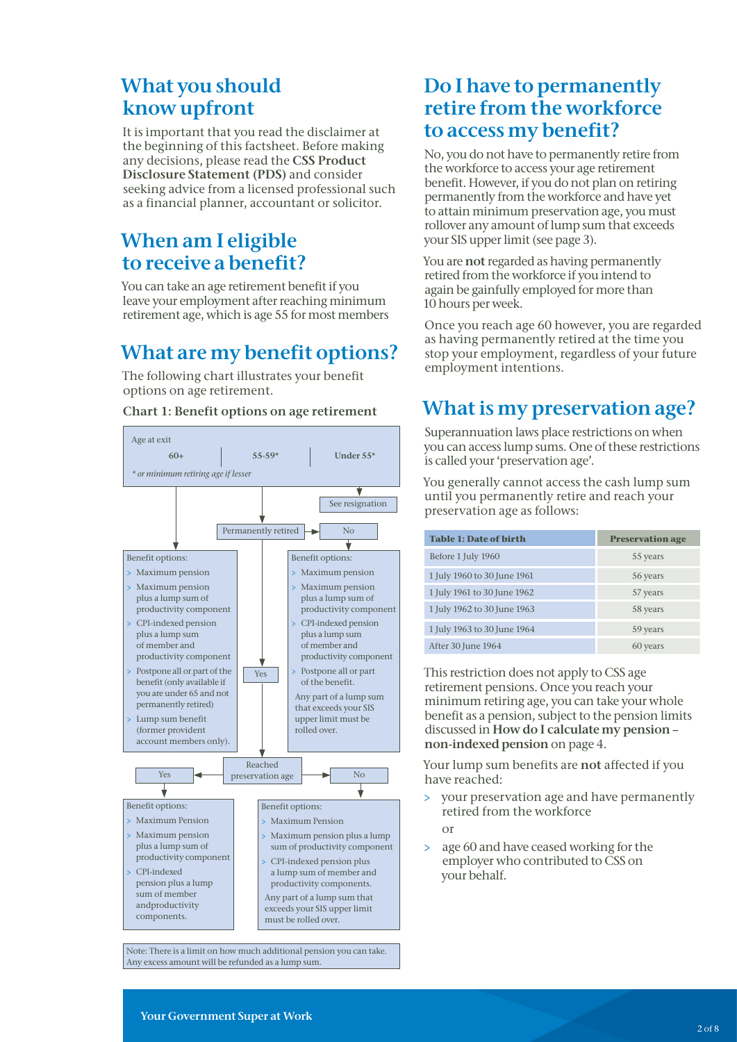## What you should know upfront

It is important that you read the disclaimer at the beginning of this factsheet. Before making any decisions, please read the **CSS Product Disclosure Statement (PDS)** and consider seeking advice from a licensed professional such as a financial planner, accountant or solicitor.

## When am I eligible to receive a benefit?

You can take an age retirement benefit if you leave your employment after reaching minimum retirement age, which is age 55 for most members

## What are my benefit options?

The following chart illustrates your benefit options on age retirement.

**Chart 1: Benefit options on age retirement**

Age at exit

60+ | 55-59* | Under 55*

*\* or minimum retiring age if lesser*

See resignation

Permanently retired → No

Benefit options:

- Maximum pension
- Maximum pension plus a lump sum of productivity component
- CPI-indexed pension plus a lump sum of member and productivity component
- Postpone all or part of the benefit (only available if you are under 65 and not permanently retired)
- Lump sum benefit (former provident account members only).

Yes

Benefit options:

- Maximum pension
- Maximum pension plus a lump sum of productivity component
- CPI-indexed pension plus a lump sum of member and productivity component
- Postpone all or part of the benefit.

Any part of a lump sum that exceeds your SIS upper limit must be rolled over.

Reached preservation age

Yes

Benefit options:

- Maximum Pension
- Maximum pension plus a lump sum of productivity component
- CPI-indexed pension plus a lump sum of member andproductivity components.

No

Benefit options:

- Maximum Pension
- Maximum pension plus a lump sum of productivity component
- CPI-indexed pension plus a lump sum of member and productivity components.

Any part of a lump sum that exceeds your SIS upper limit must be rolled over.

Note: There is a limit on how much additional pension you can take. Any excess amount will be refunded as a lump sum.

## Do I have to permanently retire from the workforce to access my benefit?

No, you do not have to permanently retire from the workforce to access your age retirement benefit. However, if you do not plan on retiring permanently from the workforce and have yet to attain minimum preservation age, you must rollover any amount of lump sum that exceeds your SIS upper limit (see page 3).

You are **not** regarded as having permanently retired from the workforce if you intend to again be gainfully employed for more than 10 hours per week.

Once you reach age 60 however, you are regarded as having permanently retired at the time you stop your employment, regardless of your future employment intentions.

## What is my preservation age?

Superannuation laws place restrictions on when you can access lump sums. One of these restrictions is called your 'preservation age'.

You generally cannot access the cash lump sum until you permanently retire and reach your preservation age as follows:

| Table 1: Date of birth | Preservation age |
|---|---|
| Before 1 July 1960 | 55 years |
| 1 July 1960 to 30 June 1961 | 56 years |
| 1 July 1961 to 30 June 1962 | 57 years |
| 1 July 1962 to 30 June 1963 | 58 years |
| 1 July 1963 to 30 June 1964 | 59 years |
| After 30 June 1964 | 60 years |

This restriction does not apply to CSS age retirement pensions. Once you reach your minimum retiring age, you can take your whole benefit as a pension, subject to the pension limits discussed in **How do I calculate my pension – non-indexed pension** on page 4.

Your lump sum benefits are **not** affected if you have reached:

- your preservation age and have permanently retired from the workforce

  or

- age 60 and have ceased working for the employer who contributed to CSS on your behalf.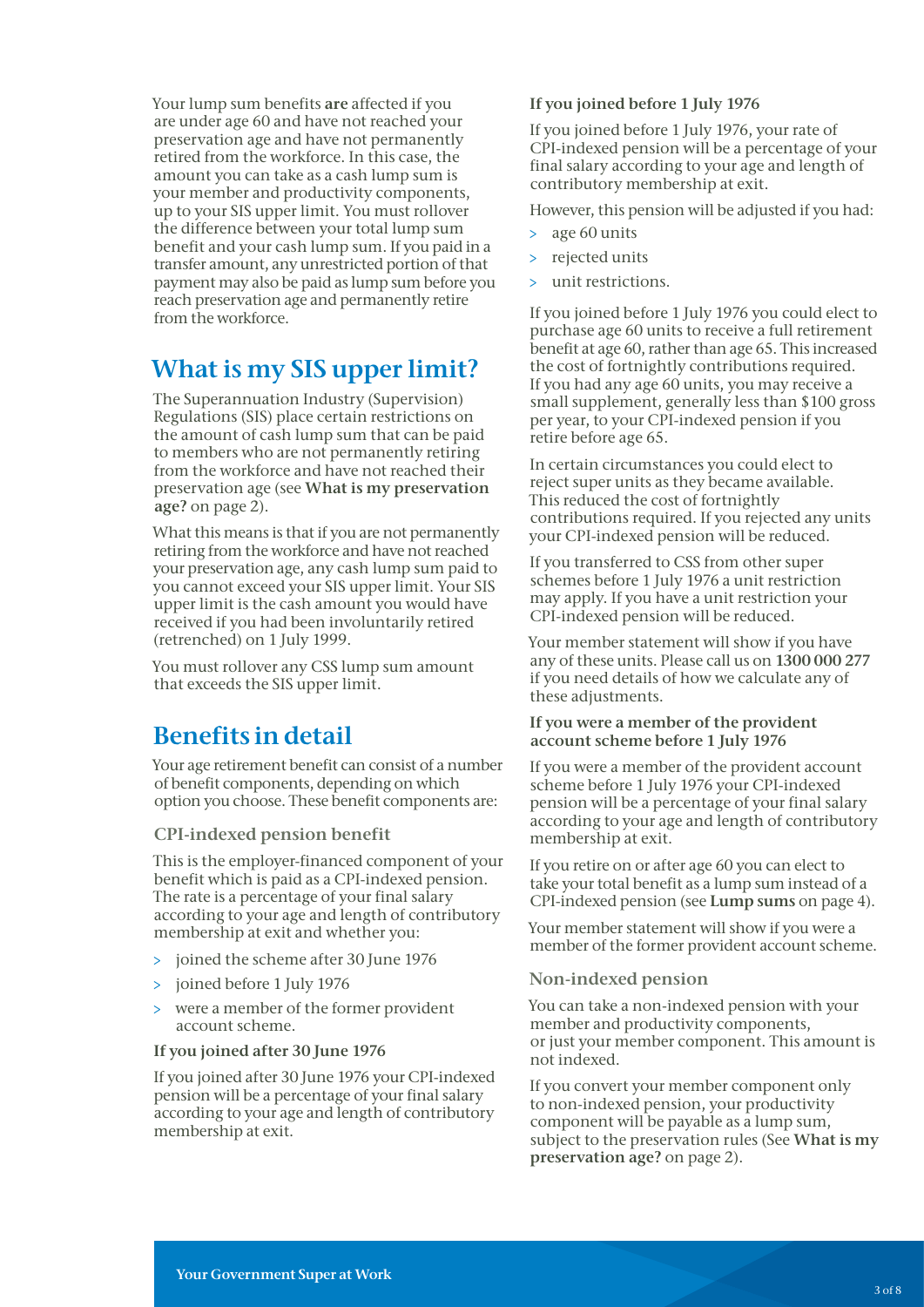Your lump sum benefits **are** affected if you are under age 60 and have not reached your preservation age and have not permanently retired from the workforce. In this case, the amount you can take as a cash lump sum is your member and productivity components, up to your SIS upper limit. You must rollover the difference between your total lump sum benefit and your cash lump sum. If you paid in a transfer amount, any unrestricted portion of that payment may also be paid as lump sum before you reach preservation age and permanently retire from the workforce.

## What is my SIS upper limit?

The Superannuation Industry (Supervision) Regulations (SIS) place certain restrictions on the amount of cash lump sum that can be paid to members who are not permanently retiring from the workforce and have not reached their preservation age (see **What is my preservation age?** on page 2).

What this means is that if you are not permanently retiring from the workforce and have not reached your preservation age, any cash lump sum paid to you cannot exceed your SIS upper limit. Your SIS upper limit is the cash amount you would have received if you had been involuntarily retired (retrenched) on 1 July 1999.

You must rollover any CSS lump sum amount that exceeds the SIS upper limit.

## Benefits in detail

Your age retirement benefit can consist of a number of benefit components, depending on which option you choose. These benefit components are:

### CPI-indexed pension benefit

This is the employer-financed component of your benefit which is paid as a CPI-indexed pension. The rate is a percentage of your final salary according to your age and length of contributory membership at exit and whether you:

- joined the scheme after 30 June 1976
- joined before 1 July 1976
- were a member of the former provident account scheme.

**If you joined after 30 June 1976**

If you joined after 30 June 1976 your CPI-indexed pension will be a percentage of your final salary according to your age and length of contributory membership at exit.

**If you joined before 1 July 1976**

If you joined before 1 July 1976, your rate of CPI-indexed pension will be a percentage of your final salary according to your age and length of contributory membership at exit.

However, this pension will be adjusted if you had:

- age 60 units
- rejected units
- unit restrictions.

If you joined before 1 July 1976 you could elect to purchase age 60 units to receive a full retirement benefit at age 60, rather than age 65. This increased the cost of fortnightly contributions required. If you had any age 60 units, you may receive a small supplement, generally less than $100 gross per year, to your CPI-indexed pension if you retire before age 65.

In certain circumstances you could elect to reject super units as they became available. This reduced the cost of fortnightly contributions required. If you rejected any units your CPI-indexed pension will be reduced.

If you transferred to CSS from other super schemes before 1 July 1976 a unit restriction may apply. If you have a unit restriction your CPI-indexed pension will be reduced.

Your member statement will show if you have any of these units. Please call us on **1300 000 277** if you need details of how we calculate any of these adjustments.

**If you were a member of the provident account scheme before 1 July 1976**

If you were a member of the provident account scheme before 1 July 1976 your CPI-indexed pension will be a percentage of your final salary according to your age and length of contributory membership at exit.

If you retire on or after age 60 you can elect to take your total benefit as a lump sum instead of a CPI-indexed pension (see **Lump sums** on page 4).

Your member statement will show if you were a member of the former provident account scheme.

### Non-indexed pension

You can take a non-indexed pension with your member and productivity components, or just your member component. This amount is not indexed.

If you convert your member component only to non-indexed pension, your productivity component will be payable as a lump sum, subject to the preservation rules (See **What is my preservation age?** on page 2).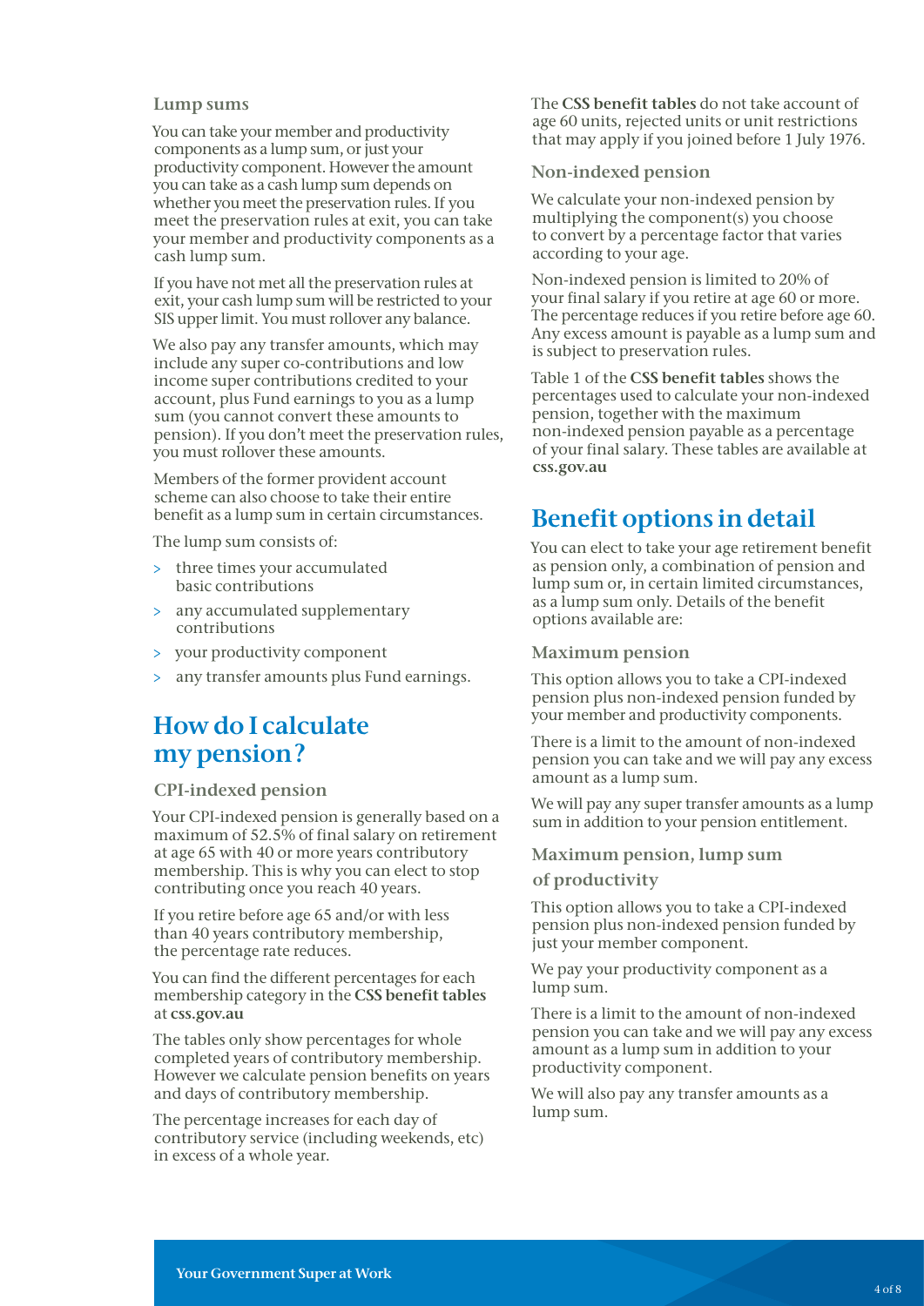### Lump sums

You can take your member and productivity components as a lump sum, or just your productivity component. However the amount you can take as a cash lump sum depends on whether you meet the preservation rules. If you meet the preservation rules at exit, you can take your member and productivity components as a cash lump sum.

If you have not met all the preservation rules at exit, your cash lump sum will be restricted to your SIS upper limit. You must rollover any balance.

We also pay any transfer amounts, which may include any super co-contributions and low income super contributions credited to your account, plus Fund earnings to you as a lump sum (you cannot convert these amounts to pension). If you don't meet the preservation rules, you must rollover these amounts.

Members of the former provident account scheme can also choose to take their entire benefit as a lump sum in certain circumstances.

The lump sum consists of:

- three times your accumulated basic contributions
- any accumulated supplementary contributions
- your productivity component
- any transfer amounts plus Fund earnings.

## How do I calculate my pension?

### CPI-indexed pension

Your CPI-indexed pension is generally based on a maximum of 52.5% of final salary on retirement at age 65 with 40 or more years contributory membership. This is why you can elect to stop contributing once you reach 40 years.

If you retire before age 65 and/or with less than 40 years contributory membership, the percentage rate reduces.

You can find the different percentages for each membership category in the **CSS benefit tables** at **css.gov.au**

The tables only show percentages for whole completed years of contributory membership. However we calculate pension benefits on years and days of contributory membership.

The percentage increases for each day of contributory service (including weekends, etc) in excess of a whole year.

The **CSS benefit tables** do not take account of age 60 units, rejected units or unit restrictions that may apply if you joined before 1 July 1976.

### Non-indexed pension

We calculate your non-indexed pension by multiplying the component(s) you choose to convert by a percentage factor that varies according to your age.

Non-indexed pension is limited to 20% of your final salary if you retire at age 60 or more. The percentage reduces if you retire before age 60. Any excess amount is payable as a lump sum and is subject to preservation rules.

Table 1 of the **CSS benefit tables** shows the percentages used to calculate your non-indexed pension, together with the maximum non-indexed pension payable as a percentage of your final salary. These tables are available at **css.gov.au**

## Benefit options in detail

You can elect to take your age retirement benefit as pension only, a combination of pension and lump sum or, in certain limited circumstances, as a lump sum only. Details of the benefit options available are:

### Maximum pension

This option allows you to take a CPI-indexed pension plus non-indexed pension funded by your member and productivity components.

There is a limit to the amount of non-indexed pension you can take and we will pay any excess amount as a lump sum.

We will pay any super transfer amounts as a lump sum in addition to your pension entitlement.

### Maximum pension, lump sum of productivity

This option allows you to take a CPI-indexed pension plus non-indexed pension funded by just your member component.

We pay your productivity component as a lump sum.

There is a limit to the amount of non-indexed pension you can take and we will pay any excess amount as a lump sum in addition to your productivity component.

We will also pay any transfer amounts as a lump sum.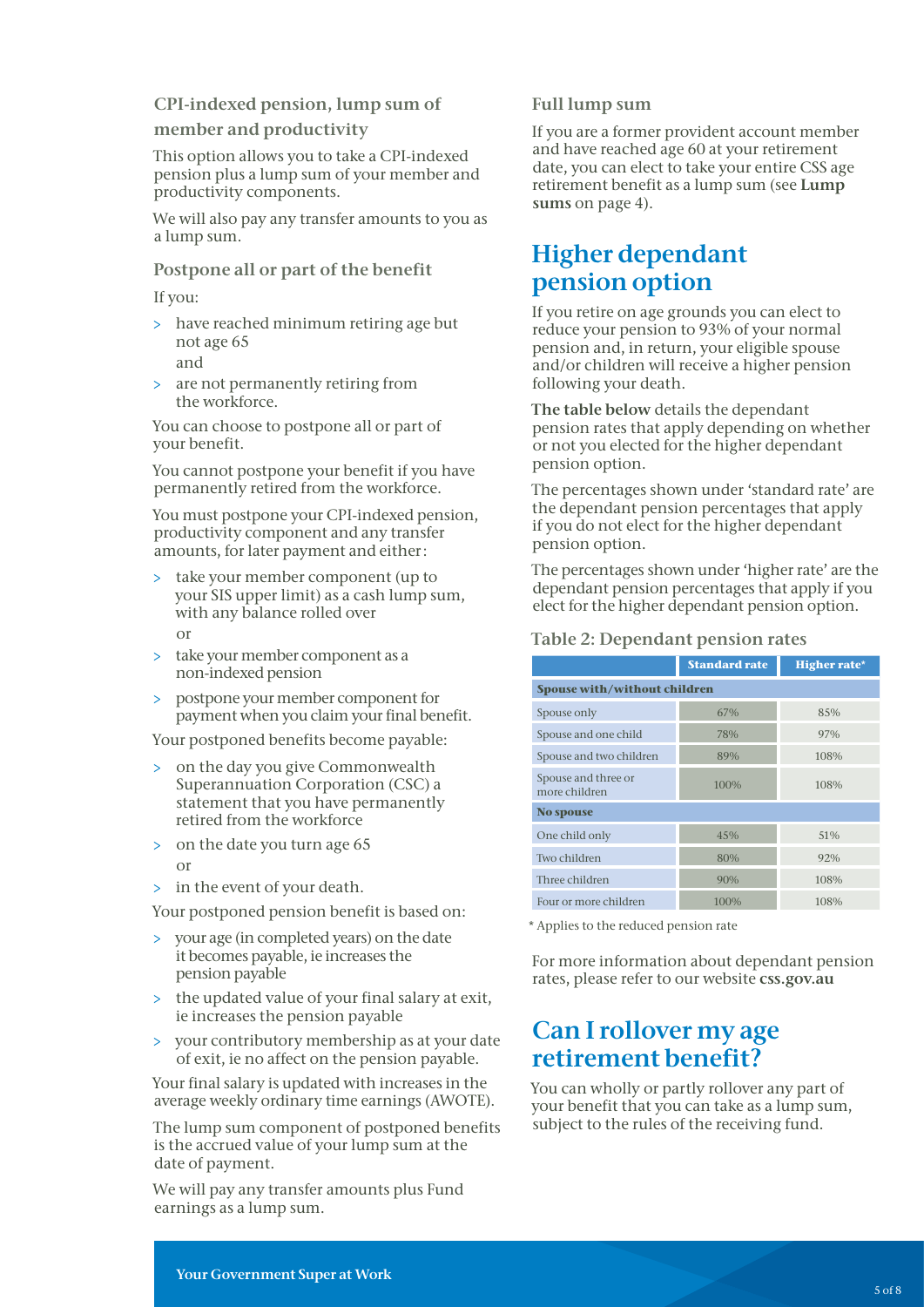### CPI-indexed pension, lump sum of member and productivity

This option allows you to take a CPI-indexed pension plus a lump sum of your member and productivity components.

We will also pay any transfer amounts to you as a lump sum.

### Postpone all or part of the benefit

If you:

- have reached minimum retiring age but not age 65
  and
- are not permanently retiring from the workforce.

You can choose to postpone all or part of your benefit.

You cannot postpone your benefit if you have permanently retired from the workforce.

You must postpone your CPI-indexed pension, productivity component and any transfer amounts, for later payment and either:

- take your member component (up to your SIS upper limit) as a cash lump sum, with any balance rolled over
  or
- take your member component as a non-indexed pension
- postpone your member component for payment when you claim your final benefit.

Your postponed benefits become payable:

- on the day you give Commonwealth Superannuation Corporation (CSC) a statement that you have permanently retired from the workforce
- on the date you turn age 65
  or
- in the event of your death.

Your postponed pension benefit is based on:

- your age (in completed years) on the date it becomes payable, ie increases the pension payable
- the updated value of your final salary at exit, ie increases the pension payable
- your contributory membership as at your date of exit, ie no affect on the pension payable.

Your final salary is updated with increases in the average weekly ordinary time earnings (AWOTE).

The lump sum component of postponed benefits is the accrued value of your lump sum at the date of payment.

We will pay any transfer amounts plus Fund earnings as a lump sum.

### Full lump sum

If you are a former provident account member and have reached age 60 at your retirement date, you can elect to take your entire CSS age retirement benefit as a lump sum (see **Lump sums** on page 4).

## Higher dependant pension option

If you retire on age grounds you can elect to reduce your pension to 93% of your normal pension and, in return, your eligible spouse and/or children will receive a higher pension following your death.

**The table below** details the dependant pension rates that apply depending on whether or not you elected for the higher dependant pension option.

The percentages shown under 'standard rate' are the dependant pension percentages that apply if you do not elect for the higher dependant pension option.

The percentages shown under 'higher rate' are the dependant pension percentages that apply if you elect for the higher dependant pension option.

### Table 2: Dependant pension rates

| | Standard rate | Higher rate* |
|---|---|---|
| **Spouse with/without children** | | |
| Spouse only | 67% | 85% |
| Spouse and one child | 78% | 97% |
| Spouse and two children | 89% | 108% |
| Spouse and three or more children | 100% | 108% |
| **No spouse** | | |
| One child only | 45% | 51% |
| Two children | 80% | 92% |
| Three children | 90% | 108% |
| Four or more children | 100% | 108% |

\* Applies to the reduced pension rate

For more information about dependant pension rates, please refer to our website **css.gov.au**

## Can I rollover my age retirement benefit?

You can wholly or partly rollover any part of your benefit that you can take as a lump sum, subject to the rules of the receiving fund.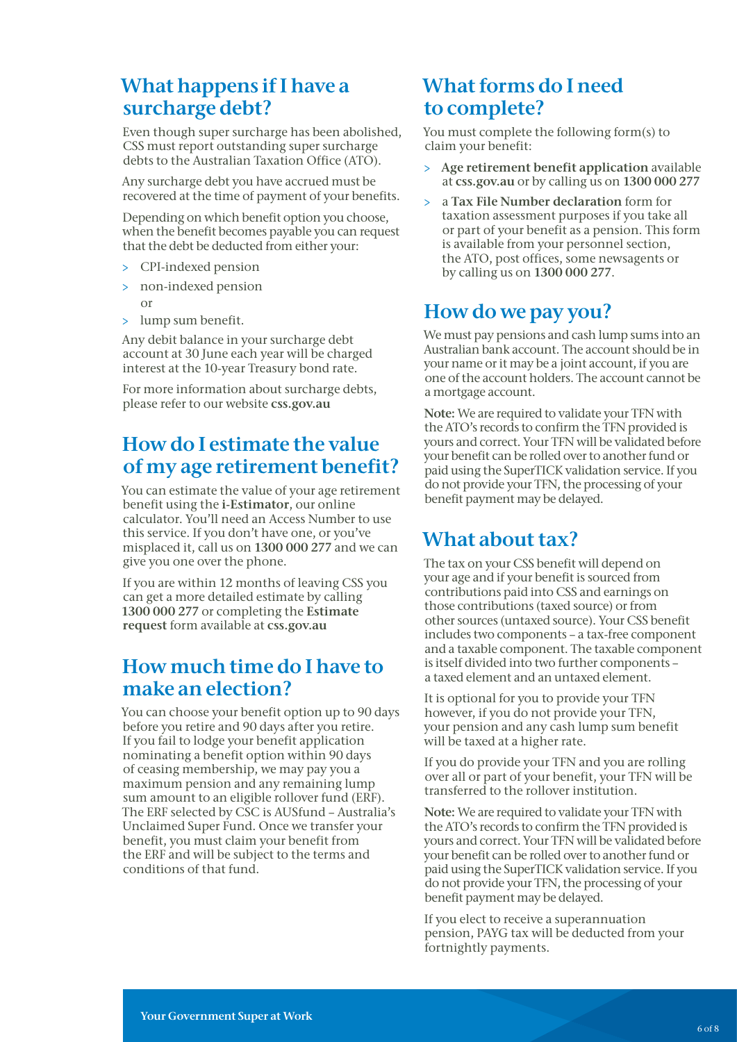## What happens if I have a surcharge debt?

Even though super surcharge has been abolished, CSS must report outstanding super surcharge debts to the Australian Taxation Office (ATO).

Any surcharge debt you have accrued must be recovered at the time of payment of your benefits.

Depending on which benefit option you choose, when the benefit becomes payable you can request that the debt be deducted from either your:

- CPI-indexed pension
- non-indexed pension

  or
- lump sum benefit.

Any debit balance in your surcharge debt account at 30 June each year will be charged interest at the 10-year Treasury bond rate.

For more information about surcharge debts, please refer to our website **css.gov.au**

## How do I estimate the value of my age retirement benefit?

You can estimate the value of your age retirement benefit using the **i-Estimator**, our online calculator. You'll need an Access Number to use this service. If you don't have one, or you've misplaced it, call us on **1300 000 277** and we can give you one over the phone.

If you are within 12 months of leaving CSS you can get a more detailed estimate by calling **1300 000 277** or completing the **Estimate request** form available at **css.gov.au**

## How much time do I have to make an election?

You can choose your benefit option up to 90 days before you retire and 90 days after you retire. If you fail to lodge your benefit application nominating a benefit option within 90 days of ceasing membership, we may pay you a maximum pension and any remaining lump sum amount to an eligible rollover fund (ERF). The ERF selected by CSC is AUSfund – Australia's Unclaimed Super Fund. Once we transfer your benefit, you must claim your benefit from the ERF and will be subject to the terms and conditions of that fund.

## What forms do I need to complete?

You must complete the following form(s) to claim your benefit:

- **Age retirement benefit application** available at **css.gov.au** or by calling us on **1300 000 277**
- a **Tax File Number declaration** form for taxation assessment purposes if you take all or part of your benefit as a pension. This form is available from your personnel section, the ATO, post offices, some newsagents or by calling us on **1300 000 277**.

## How do we pay you?

We must pay pensions and cash lump sums into an Australian bank account. The account should be in your name or it may be a joint account, if you are one of the account holders. The account cannot be a mortgage account.

**Note:** We are required to validate your TFN with the ATO's records to confirm the TFN provided is yours and correct. Your TFN will be validated before your benefit can be rolled over to another fund or paid using the SuperTICK validation service. If you do not provide your TFN, the processing of your benefit payment may be delayed.

## What about tax?

The tax on your CSS benefit will depend on your age and if your benefit is sourced from contributions paid into CSS and earnings on those contributions (taxed source) or from other sources (untaxed source). Your CSS benefit includes two components – a tax-free component and a taxable component. The taxable component is itself divided into two further components – a taxed element and an untaxed element.

It is optional for you to provide your TFN however, if you do not provide your TFN, your pension and any cash lump sum benefit will be taxed at a higher rate.

If you do provide your TFN and you are rolling over all or part of your benefit, your TFN will be transferred to the rollover institution.

**Note:** We are required to validate your TFN with the ATO's records to confirm the TFN provided is yours and correct. Your TFN will be validated before your benefit can be rolled over to another fund or paid using the SuperTICK validation service. If you do not provide your TFN, the processing of your benefit payment may be delayed.

If you elect to receive a superannuation pension, PAYG tax will be deducted from your fortnightly payments.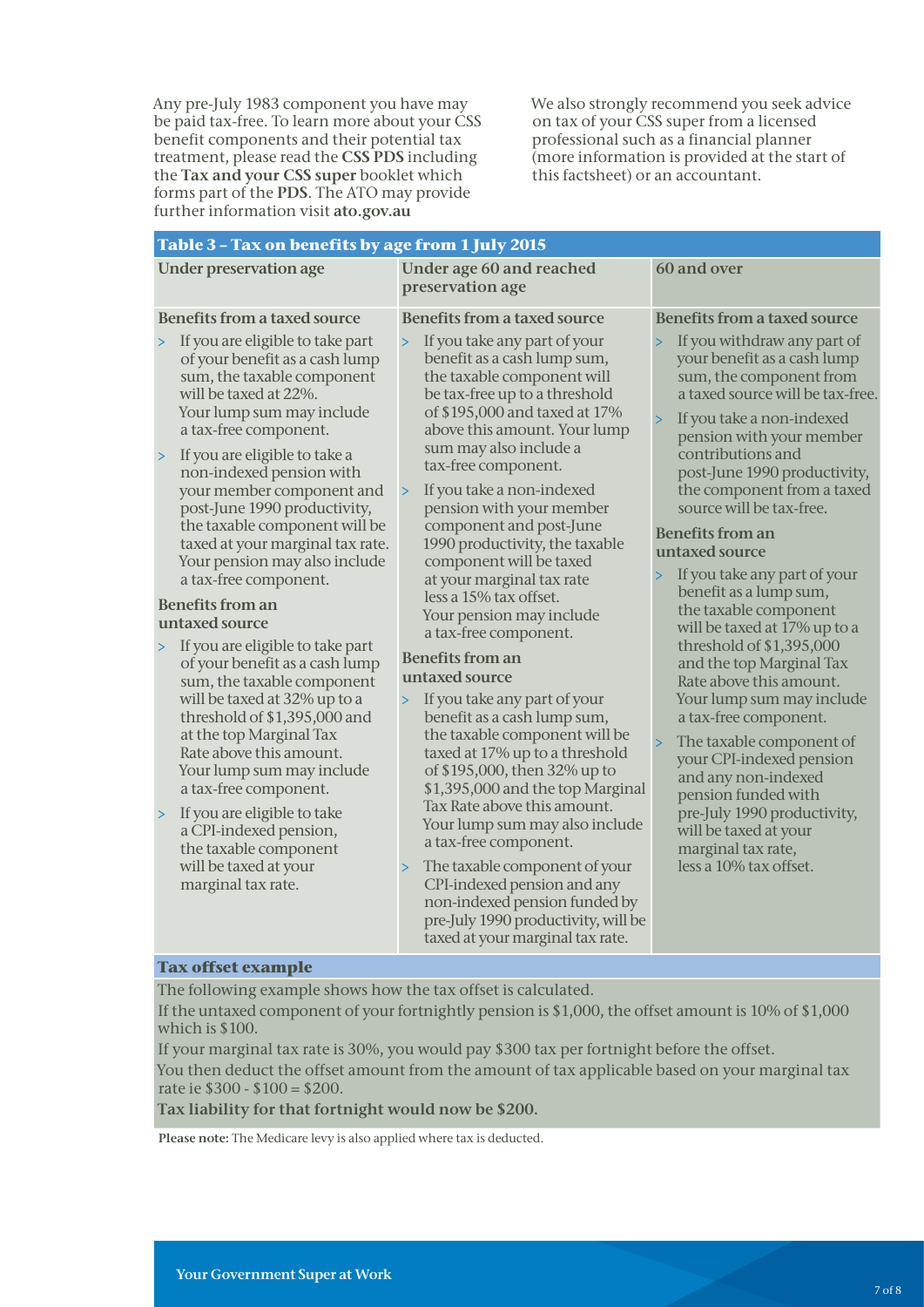Any pre-July 1983 component you have may be paid tax-free. To learn more about your CSS benefit components and their potential tax treatment, please read the **CSS PDS** including the **Tax and your CSS super** booklet which forms part of the **PDS**. The ATO may provide further information visit **ato.gov.au**

We also strongly recommend you seek advice on tax of your CSS super from a licensed professional such as a financial planner (more information is provided at the start of this factsheet) or an accountant.

**Table 3 – Tax on benefits by age from 1 July 2015**

| Under preservation age | Under age 60 and reached preservation age | 60 and over |
|---|---|---|
| **Benefits from a taxed source**<br>> If you are eligible to take part of your benefit as a cash lump sum, the taxable component will be taxed at 22%. Your lump sum may include a tax-free component.<br>> If you are eligible to take a non-indexed pension with your member component and post-June 1990 productivity, the taxable component will be taxed at your marginal tax rate. Your pension may also include a tax-free component.<br>**Benefits from an untaxed source**<br>> If you are eligible to take part of your benefit as a cash lump sum, the taxable component will be taxed at 32% up to a threshold of $1,395,000 and at the top Marginal Tax Rate above this amount. Your lump sum may include a tax-free component.<br>> If you are eligible to take a CPI-indexed pension, the taxable component will be taxed at your marginal tax rate. | **Benefits from a taxed source**<br>> If you take any part of your benefit as a cash lump sum, the taxable component will be tax-free up to a threshold of $195,000 and taxed at 17% above this amount. Your lump sum may also include a tax-free component.<br>> If you take a non-indexed pension with your member component and post-June 1990 productivity, the taxable component will be taxed at your marginal tax rate less a 15% tax offset. Your pension may include a tax-free component.<br>**Benefits from an untaxed source**<br>> If you take any part of your benefit as a cash lump sum, the taxable component will be taxed at 17% up to a threshold of $195,000, then 32% up to $1,395,000 and the top Marginal Tax Rate above this amount. Your lump sum may also include a tax-free component.<br>> The taxable component of your CPI-indexed pension and any non-indexed pension funded by pre-July 1990 productivity, will be taxed at your marginal tax rate. | **Benefits from a taxed source**<br>> If you withdraw any part of your benefit as a cash lump sum, the component from a taxed source will be tax-free.<br>> If you take a non-indexed pension with your member contributions and post-June 1990 productivity, the component from a taxed source will be tax-free.<br>**Benefits from an untaxed source**<br>> If you take any part of your benefit as a lump sum, the taxable component will be taxed at 17% up to a threshold of $1,395,000 and the top Marginal Tax Rate above this amount. Your lump sum may include a tax-free component.<br>> The taxable component of your CPI-indexed pension and any non-indexed pension funded with pre-July 1990 productivity, will be taxed at your marginal tax rate, less a 10% tax offset. |

**Tax offset example**

The following example shows how the tax offset is calculated.

If the untaxed component of your fortnightly pension is $1,000, the offset amount is 10% of $1,000 which is $100.

If your marginal tax rate is 30%, you would pay $300 tax per fortnight before the offset.

You then deduct the offset amount from the amount of tax applicable based on your marginal tax rate ie $300 - $100 = $200.

**Tax liability for that fortnight would now be $200.**

**Please note:** The Medicare levy is also applied where tax is deducted.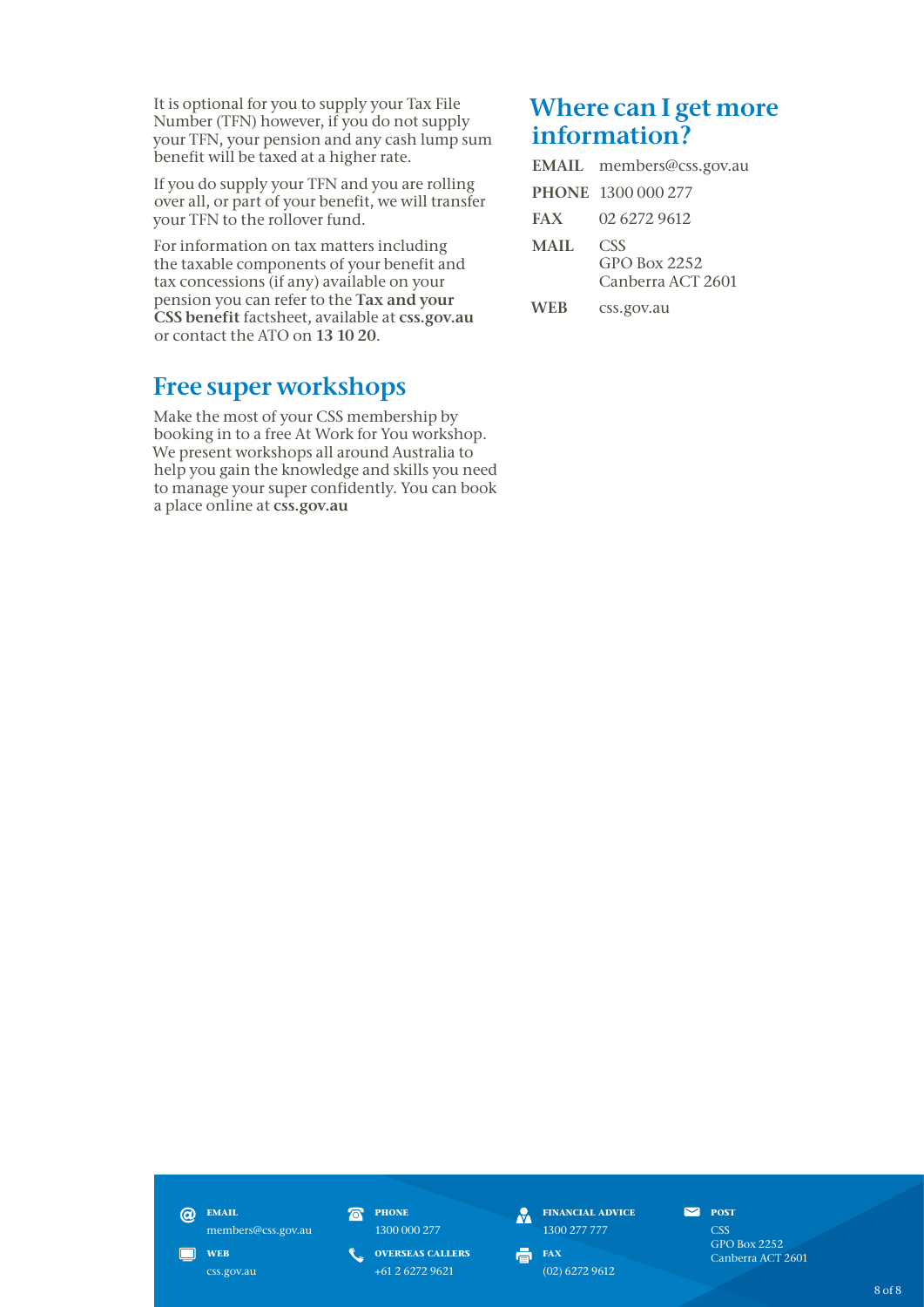It is optional for you to supply your Tax File Number (TFN) however, if you do not supply your TFN, your pension and any cash lump sum benefit will be taxed at a higher rate.

If you do supply your TFN and you are rolling over all, or part of your benefit, we will transfer your TFN to the rollover fund.

For information on tax matters including the taxable components of your benefit and tax concessions (if any) available on your pension you can refer to the **Tax and your CSS benefit** factsheet, available at **css.gov.au** or contact the ATO on **13 10 20**.

## Free super workshops

Make the most of your CSS membership by booking in to a free At Work for You workshop. We present workshops all around Australia to help you gain the knowledge and skills you need to manage your super confidently. You can book a place online at **css.gov.au**

## Where can I get more information?

| | |
|---|---|
| **EMAIL** | members@css.gov.au |
| **PHONE** | 1300 000 277 |
| **FAX** | 02 6272 9612 |
| **MAIL** | CSS<br>GPO Box 2252<br>Canberra ACT 2601 |
| **WEB** | css.gov.au |

**EMAIL**
members@css.gov.au

**WEB**
css.gov.au

**PHONE**
1300 000 277

**OVERSEAS CALLERS**
+61 2 6272 9621

**FINANCIAL ADVICE**
1300 277 777

**FAX**
(02) 6272 9612

**POST**
CSS
GPO Box 2252
Canberra ACT 2601